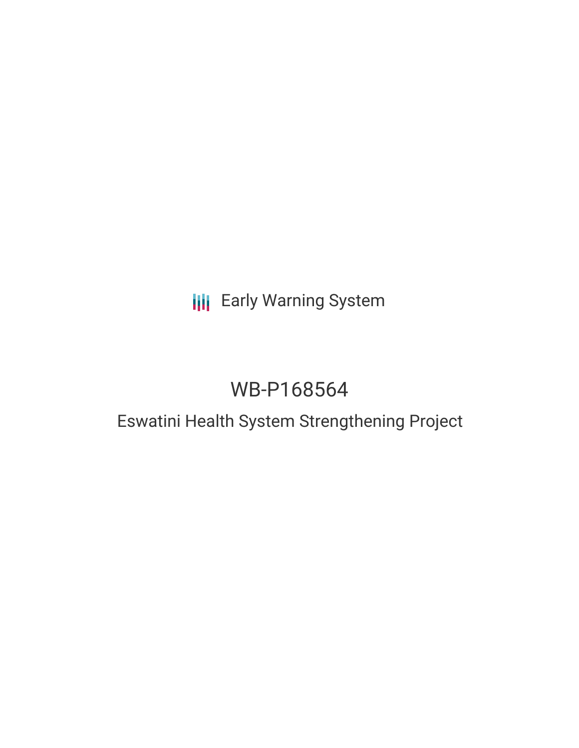Early Warning System

# WB-P168564

## Eswatini Health System Strengthening Project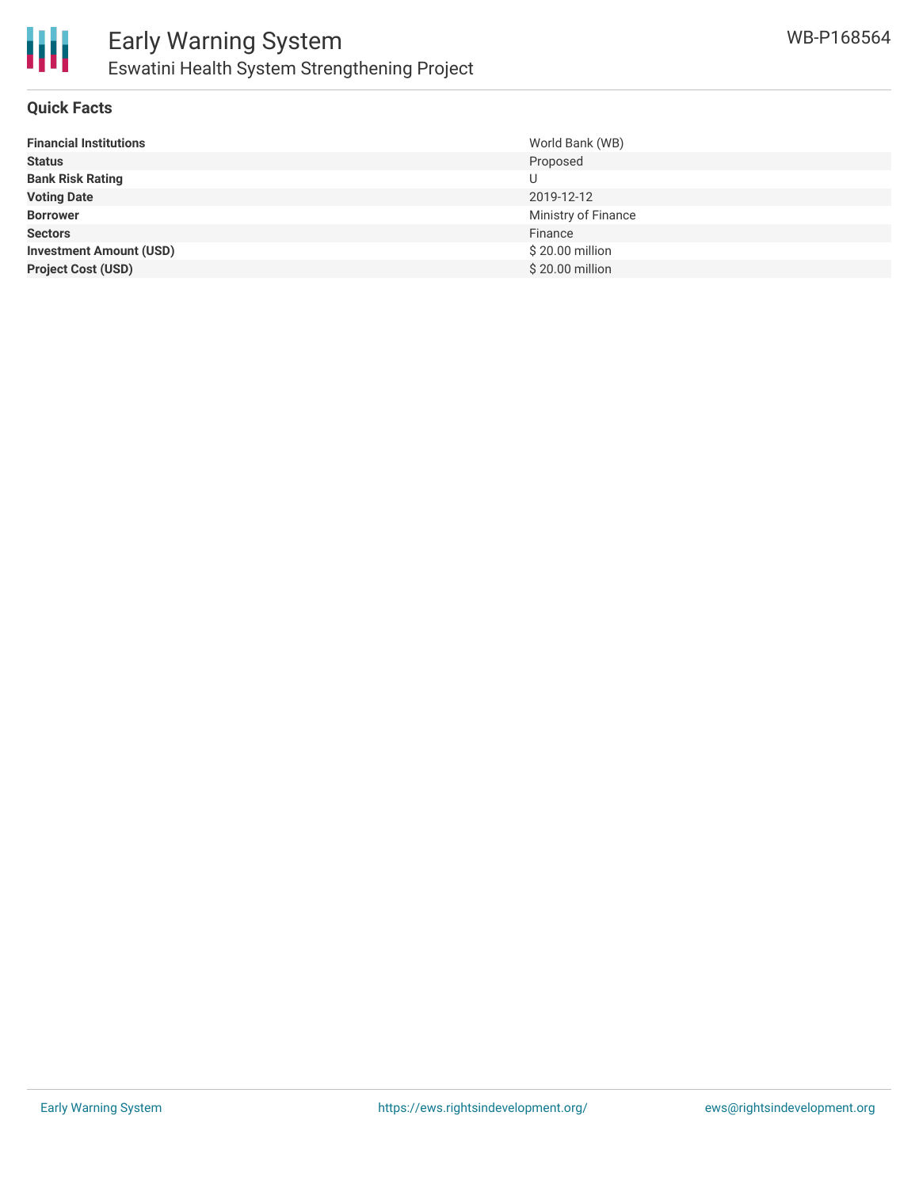# Early Warning System

## Eswatini Health System Strengthening Project

WB-P168564

### Quick Facts

| | |
|---|---|
| **Financial Institutions** | World Bank (WB) |
| **Status** | Proposed |
| **Bank Risk Rating** | U |
| **Voting Date** | 2019-12-12 |
| **Borrower** | Ministry of Finance |
| **Sectors** | Finance |
| **Investment Amount (USD)** | $ 20.00 million |
| **Project Cost (USD)** | $ 20.00 million |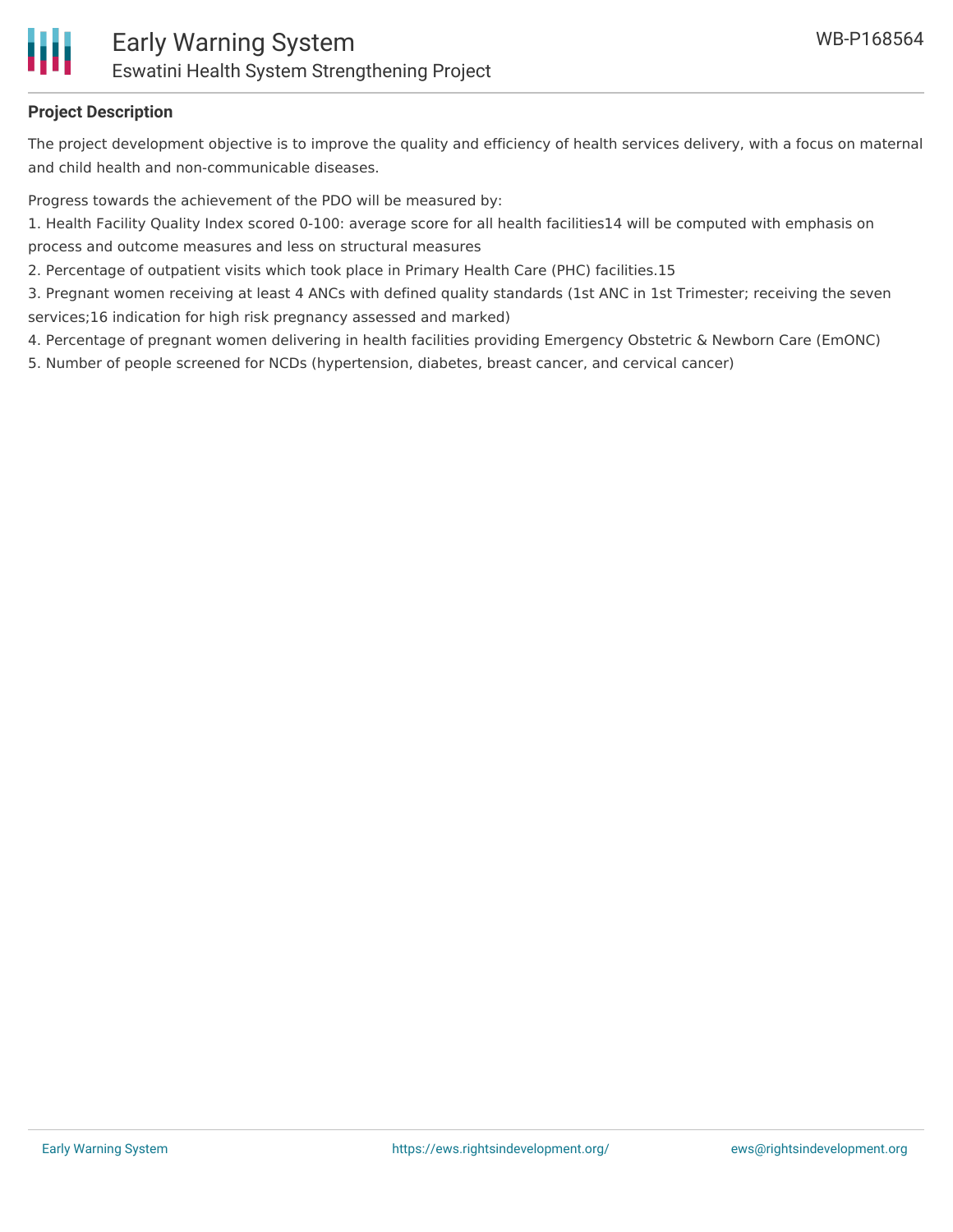## Project Description

The project development objective is to improve the quality and efficiency of health services delivery, with a focus on maternal and child health and non-communicable diseases.

Progress towards the achievement of the PDO will be measured by:

1. Health Facility Quality Index scored 0-100: average score for all health facilities14 will be computed with emphasis on process and outcome measures and less on structural measures
2. Percentage of outpatient visits which took place in Primary Health Care (PHC) facilities.15
3. Pregnant women receiving at least 4 ANCs with defined quality standards (1st ANC in 1st Trimester; receiving the seven services;16 indication for high risk pregnancy assessed and marked)
4. Percentage of pregnant women delivering in health facilities providing Emergency Obstetric & Newborn Care (EmONC)
5. Number of people screened for NCDs (hypertension, diabetes, breast cancer, and cervical cancer)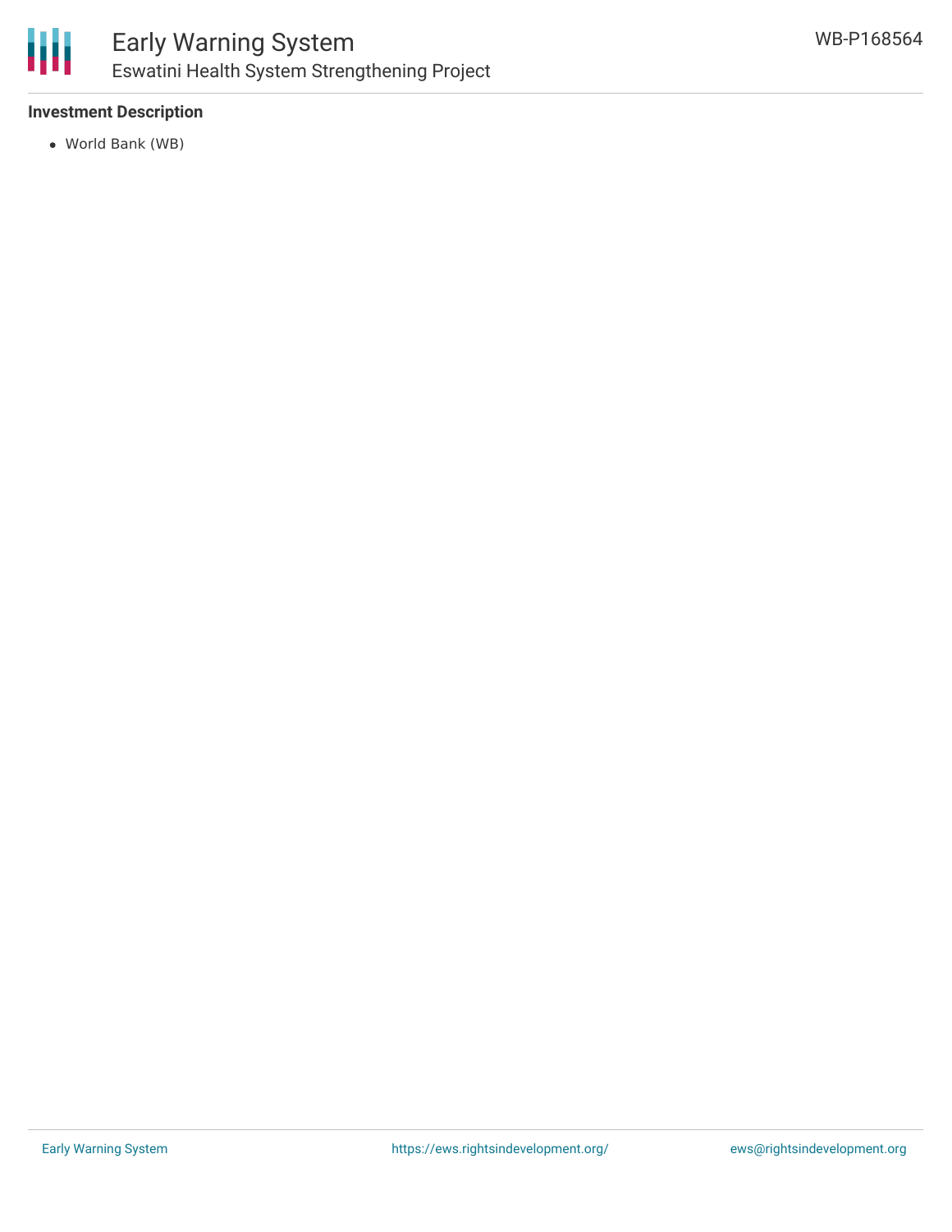**Investment Description**

- World Bank (WB)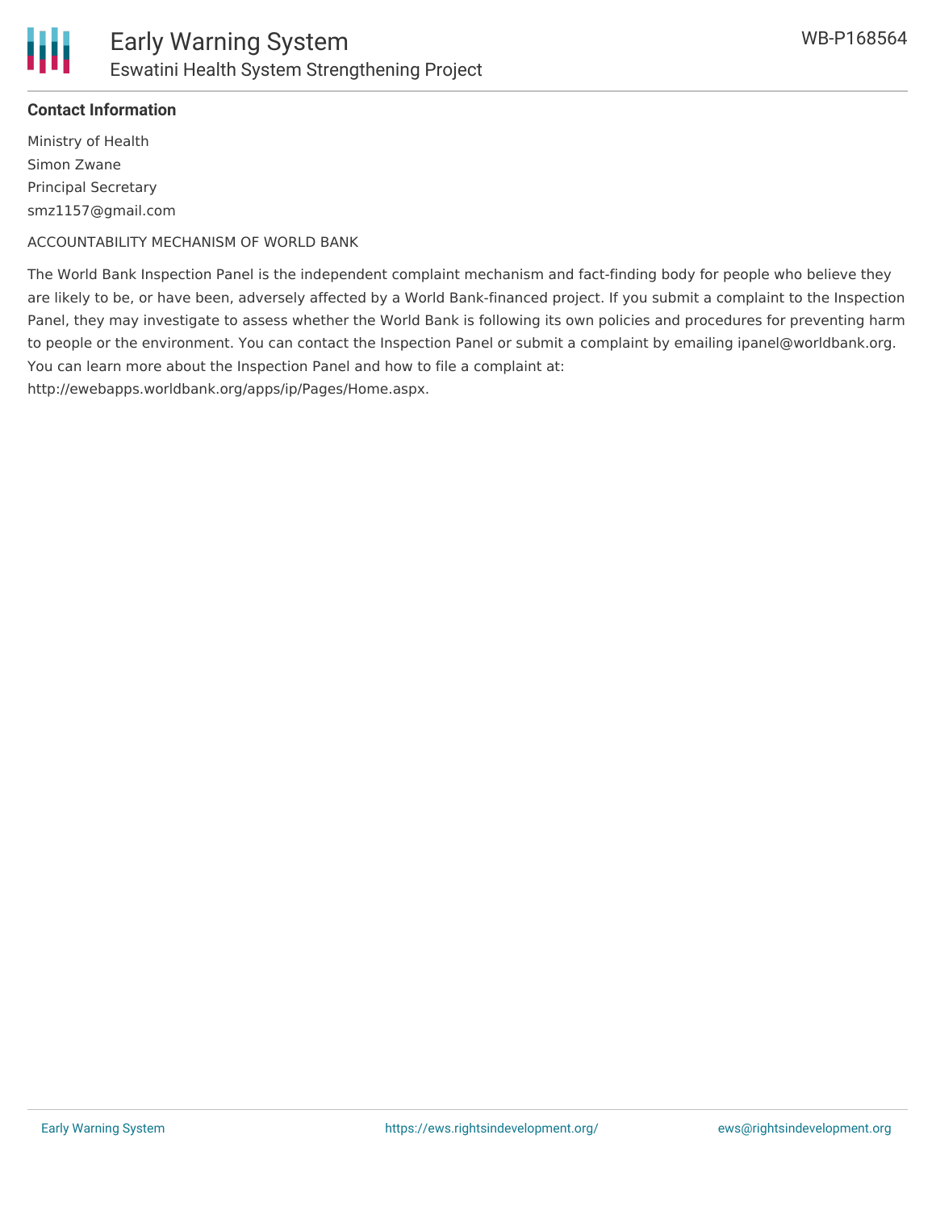**Contact Information**

Ministry of Health
Simon Zwane
Principal Secretary
smz1157@gmail.com

ACCOUNTABILITY MECHANISM OF WORLD BANK

The World Bank Inspection Panel is the independent complaint mechanism and fact-finding body for people who believe they are likely to be, or have been, adversely affected by a World Bank-financed project. If you submit a complaint to the Inspection Panel, they may investigate to assess whether the World Bank is following its own policies and procedures for preventing harm to people or the environment. You can contact the Inspection Panel or submit a complaint by emailing ipanel@worldbank.org. You can learn more about the Inspection Panel and how to file a complaint at: http://ewebapps.worldbank.org/apps/ip/Pages/Home.aspx.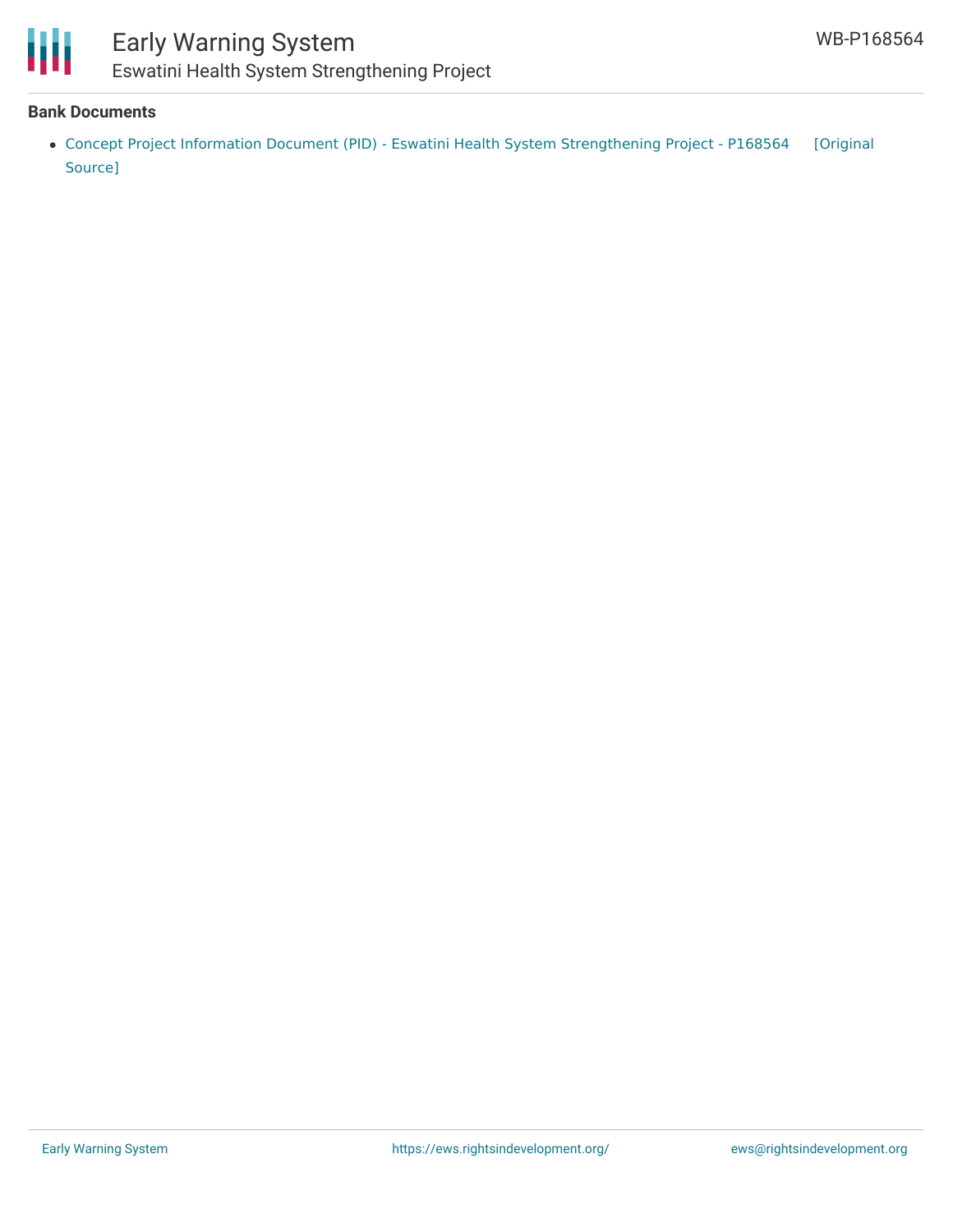**Bank Documents**

- Concept Project Information Document (PID) - Eswatini Health System Strengthening Project - P168564 [Original Source]